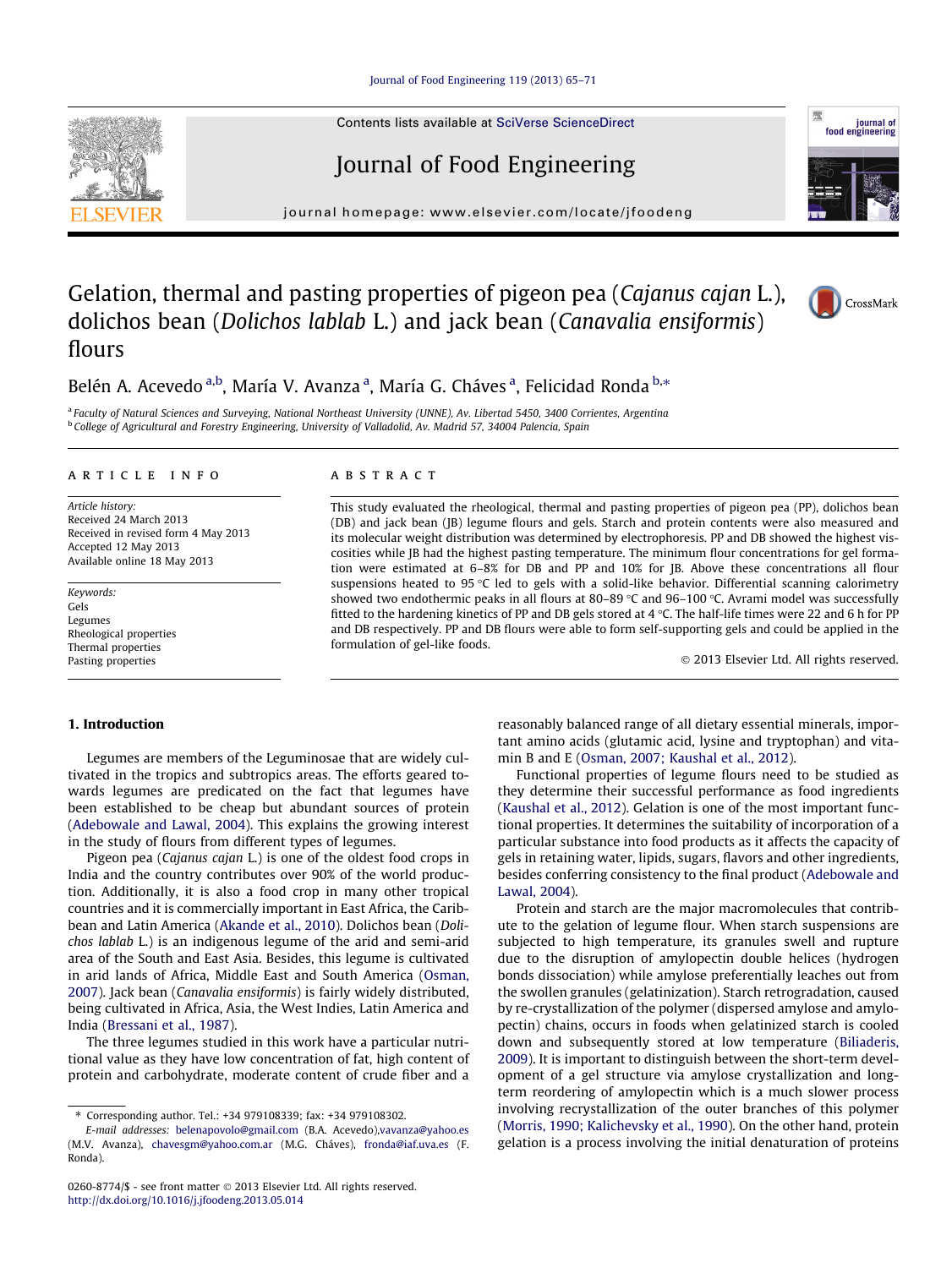# Gelation, thermal and pasting properties of pigeon pea (*Cajanus cajan* L.), dolichos bean (*Dolichos lablab* L.) and jack bean (*Canavalia ensiformis*) flours

Belén A. Acevedo [a,b], María V. Avanza [a], María G. Cháves [a], Felicidad Ronda [b,*]

[a] Faculty of Natural Sciences and Surveying, National Northeast University (UNNE), Av. Libertad 5450, 3400 Corrientes, Argentina
[b] College of Agricultural and Forestry Engineering, University of Valladolid, Av. Madrid 57, 34004 Palencia, Spain

## ARTICLE INFO

*Article history:*
Received 24 March 2013
Received in revised form 4 May 2013
Accepted 12 May 2013
Available online 18 May 2013

*Keywords:*
Gels
Legumes
Rheological properties
Thermal properties
Pasting properties

## ABSTRACT

This study evaluated the rheological, thermal and pasting properties of pigeon pea (PP), dolichos bean (DB) and jack bean (JB) legume flours and gels. Starch and protein contents were also measured and its molecular weight distribution was determined by electrophoresis. PP and DB showed the highest viscosities while JB had the highest pasting temperature. The minimum flour concentrations for gel formation were estimated at 6–8% for DB and PP and 10% for JB. Above these concentrations all flour suspensions heated to 95 °C led to gels with a solid-like behavior. Differential scanning calorimetry showed two endothermic peaks in all flours at 80–89 °C and 96–100 °C. Avrami model was successfully fitted to the hardening kinetics of PP and DB gels stored at 4 °C. The half-life times were 22 and 6 h for PP and DB respectively. PP and DB flours were able to form self-supporting gels and could be applied in the formulation of gel-like foods.

© 2013 Elsevier Ltd. All rights reserved.

## 1. Introduction

Legumes are members of the Leguminosae that are widely cultivated in the tropics and subtropics areas. The efforts geared towards legumes are predicated on the fact that legumes have been established to be cheap but abundant sources of protein (Adebowale and Lawal, 2004). This explains the growing interest in the study of flours from different types of legumes.

Pigeon pea (*Cajanus cajan* L.) is one of the oldest food crops in India and the country contributes over 90% of the world production. Additionally, it is also a food crop in many other tropical countries and it is commercially important in East Africa, the Caribbean and Latin America (Akande et al., 2010). Dolichos bean (*Dolichos lablab* L.) is an indigenous legume of the arid and semi-arid area of the South and East Asia. Besides, this legume is cultivated in arid lands of Africa, Middle East and South America (Osman, 2007). Jack bean (*Canavalia ensiformis*) is fairly widely distributed, being cultivated in Africa, Asia, the West Indies, Latin America and India (Bressani et al., 1987).

The three legumes studied in this work have a particular nutritional value as they have low concentration of fat, high content of protein and carbohydrate, moderate content of crude fiber and a reasonably balanced range of all dietary essential minerals, important amino acids (glutamic acid, lysine and tryptophan) and vitamin B and E (Osman, 2007; Kaushal et al., 2012).

Functional properties of legume flours need to be studied as they determine their successful performance as food ingredients (Kaushal et al., 2012). Gelation is one of the most important functional properties. It determines the suitability of incorporation of a particular substance into food products as it affects the capacity of gels in retaining water, lipids, sugars, flavors and other ingredients, besides conferring consistency to the final product (Adebowale and Lawal, 2004).

Protein and starch are the major macromolecules that contribute to the gelation of legume flour. When starch suspensions are subjected to high temperature, its granules swell and rupture due to the disruption of amylopectin double helices (hydrogen bonds dissociation) while amylose preferentially leaches out from the swollen granules (gelatinization). Starch retrogradation, caused by re-crystallization of the polymer (dispersed amylose and amylopectin) chains, occurs in foods when gelatinized starch is cooled down and subsequently stored at low temperature (Biliaderis, 2009). It is important to distinguish between the short-term development of a gel structure via amylose crystallization and long-term reordering of amylopectin which is a much slower process involving recrystallization of the outer branches of this polymer (Morris, 1990; Kalichevsky et al., 1990). On the other hand, protein gelation is a process involving the initial denaturation of proteins

---

* Corresponding author. Tel.: +34 979108339; fax: +34 979108302.
E-mail addresses: belenapovolo@gmail.com (B.A. Acevedo), vavanza@yahoo.es (M.V. Avanza), chavesgm@yahoo.com.ar (M.G. Cháves), fronda@iaf.uva.es (F. Ronda).

0260-8774/$ - see front matter © 2013 Elsevier Ltd. All rights reserved.
http://dx.doi.org/10.1016/j.jfoodeng.2013.05.014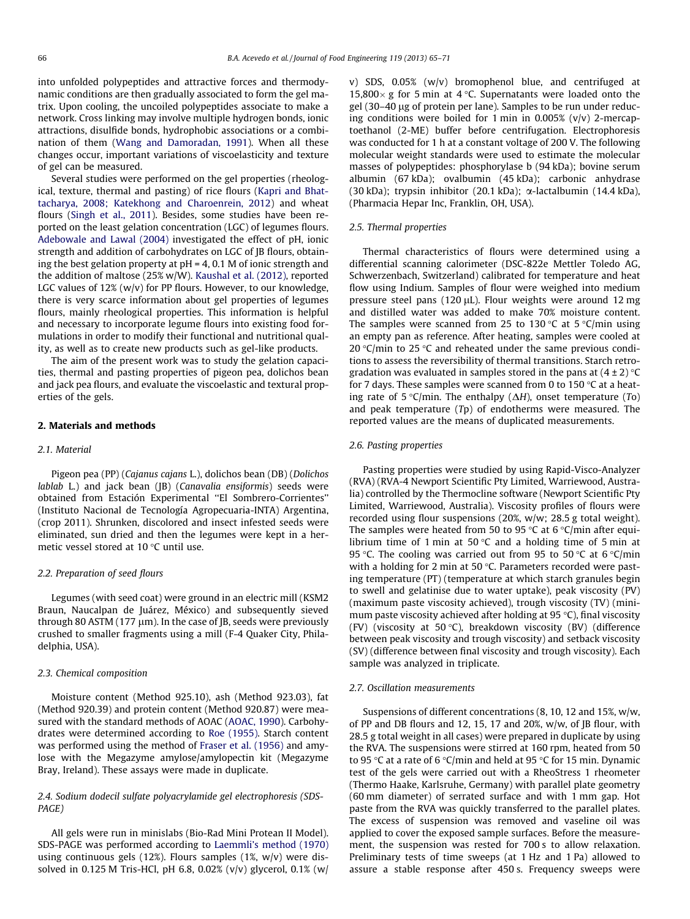into unfolded polypeptides and attractive forces and thermodynamic conditions are then gradually associated to form the gel matrix. Upon cooling, the uncoiled polypeptides associate to make a network. Cross linking may involve multiple hydrogen bonds, ionic attractions, disulfide bonds, hydrophobic associations or a combination of them (Wang and Damoradan, 1991). When all these changes occur, important variations of viscoelasticity and texture of gel can be measured.

Several studies were performed on the gel properties (rheological, texture, thermal and pasting) of rice flours (Kapri and Bhattacharya, 2008; Katekhong and Charoenrein, 2012) and wheat flours (Singh et al., 2011). Besides, some studies have been reported on the least gelation concentration (LGC) of legumes flours. Adebowale and Lawal (2004) investigated the effect of pH, ionic strength and addition of carbohydrates on LGC of JB flours, obtaining the best gelation property at pH = 4, 0.1 M of ionic strength and the addition of maltose (25% w/W). Kaushal et al. (2012), reported LGC values of 12% (w/v) for PP flours. However, to our knowledge, there is very scarce information about gel properties of legumes flours, mainly rheological properties. This information is helpful and necessary to incorporate legume flours into existing food formulations in order to modify their functional and nutritional quality, as well as to create new products such as gel-like products.

The aim of the present work was to study the gelation capacities, thermal and pasting properties of pigeon pea, dolichos bean and jack pea flours, and evaluate the viscoelastic and textural properties of the gels.

## 2. Materials and methods

### 2.1. Material

Pigeon pea (PP) (*Cajanus cajans* L.), dolichos bean (DB) (*Dolichos lablab* L.) and jack bean (JB) (*Canavalia ensiformis*) seeds were obtained from Estación Experimental "El Sombrero-Corrientes" (Instituto Nacional de Tecnología Agropecuaria-INTA) Argentina, (crop 2011). Shrunken, discolored and insect infested seeds were eliminated, sun dried and then the legumes were kept in a hermetic vessel stored at 10 °C until use.

### 2.2. Preparation of seed flours

Legumes (with seed coat) were ground in an electric mill (KSM2 Braun, Naucalpan de Juárez, México) and subsequently sieved through 80 ASTM (177 μm). In the case of JB, seeds were previously crushed to smaller fragments using a mill (F-4 Quaker City, Philadelphia, USA).

### 2.3. Chemical composition

Moisture content (Method 925.10), ash (Method 923.03), fat (Method 920.39) and protein content (Method 920.87) were measured with the standard methods of AOAC (AOAC, 1990). Carbohydrates were determined according to Roe (1955). Starch content was performed using the method of Fraser et al. (1956) and amylose with the Megazyme amylose/amylopectin kit (Megazyme Bray, Ireland). These assays were made in duplicate.

### 2.4. Sodium dodecil sulfate polyacrylamide gel electrophoresis (SDS-PAGE)

All gels were run in minislabs (Bio-Rad Mini Protean II Model). SDS-PAGE was performed according to Laemmli's method (1970) using continuous gels (12%). Flours samples (1%, w/v) were dissolved in 0.125 M Tris-HCl, pH 6.8, 0.02% (v/v) glycerol, 0.1% (w/v) SDS, 0.05% (w/v) bromophenol blue, and centrifuged at 15,800× g for 5 min at 4 °C. Supernatants were loaded onto the gel (30–40 μg of protein per lane). Samples to be run under reducing conditions were boiled for 1 min in 0.005% (v/v) 2-mercaptoethanol (2-ME) buffer before centrifugation. Electrophoresis was conducted for 1 h at a constant voltage of 200 V. The following molecular weight standards were used to estimate the molecular masses of polypeptides: phosphorylase b (94 kDa); bovine serum albumin (67 kDa); ovalbumin (45 kDa); carbonic anhydrase (30 kDa); trypsin inhibitor (20.1 kDa); α-lactalbumin (14.4 kDa), (Pharmacia Hepar Inc, Franklin, OH, USA).

### 2.5. Thermal properties

Thermal characteristics of flours were determined using a differential scanning calorimeter (DSC-822e Mettler Toledo AG, Schwerzenbach, Switzerland) calibrated for temperature and heat flow using Indium. Samples of flour were weighed into medium pressure steel pans (120 μL). Flour weights were around 12 mg and distilled water was added to make 70% moisture content. The samples were scanned from 25 to 130 °C at 5 °C/min using an empty pan as reference. After heating, samples were cooled at 20 °C/min to 25 °C and reheated under the same previous conditions to assess the reversibility of thermal transitions. Starch retrogradation was evaluated in samples stored in the pans at (4 ± 2) °C for 7 days. These samples were scanned from 0 to 150 °C at a heating rate of 5 °C/min. The enthalpy ($\Delta H$), onset temperature ($To$) and peak temperature ($Tp$) of endotherms were measured. The reported values are the means of duplicated measurements.

### 2.6. Pasting properties

Pasting properties were studied by using Rapid-Visco-Analyzer (RVA) (RVA-4 Newport Scientific Pty Limited, Warriewood, Australia) controlled by the Thermocline software (Newport Scientific Pty Limited, Warriewood, Australia). Viscosity profiles of flours were recorded using flour suspensions (20%, w/w; 28.5 g total weight). The samples were heated from 50 to 95 °C at 6 °C/min after equilibrium time of 1 min at 50 °C and a holding time of 5 min at 95 °C. The cooling was carried out from 95 to 50 °C at 6 °C/min with a holding for 2 min at 50 °C. Parameters recorded were pasting temperature (PT) (temperature at which starch granules begin to swell and gelatinise due to water uptake), peak viscosity (PV) (maximum paste viscosity achieved), trough viscosity (TV) (minimum paste viscosity achieved after holding at 95 °C), final viscosity (FV) (viscosity at 50 °C), breakdown viscosity (BV) (difference between peak viscosity and trough viscosity) and setback viscosity (SV) (difference between final viscosity and trough viscosity). Each sample was analyzed in triplicate.

### 2.7. Oscillation measurements

Suspensions of different concentrations (8, 10, 12 and 15%, w/w, of PP and DB flours and 12, 15, 17 and 20%, w/w, of JB flour, with 28.5 g total weight in all cases) were prepared in duplicate by using the RVA. The suspensions were stirred at 160 rpm, heated from 50 to 95 °C at a rate of 6 °C/min and held at 95 °C for 15 min. Dynamic test of the gels were carried out with a RheoStress 1 rheometer (Thermo Haake, Karlsruhe, Germany) with parallel plate geometry (60 mm diameter) of serrated surface and with 1 mm gap. Hot paste from the RVA was quickly transferred to the parallel plates. The excess of suspension was removed and vaseline oil was applied to cover the exposed sample surfaces. Before the measurement, the suspension was rested for 700 s to allow relaxation. Preliminary tests of time sweeps (at 1 Hz and 1 Pa) allowed to assure a stable response after 450 s. Frequency sweeps were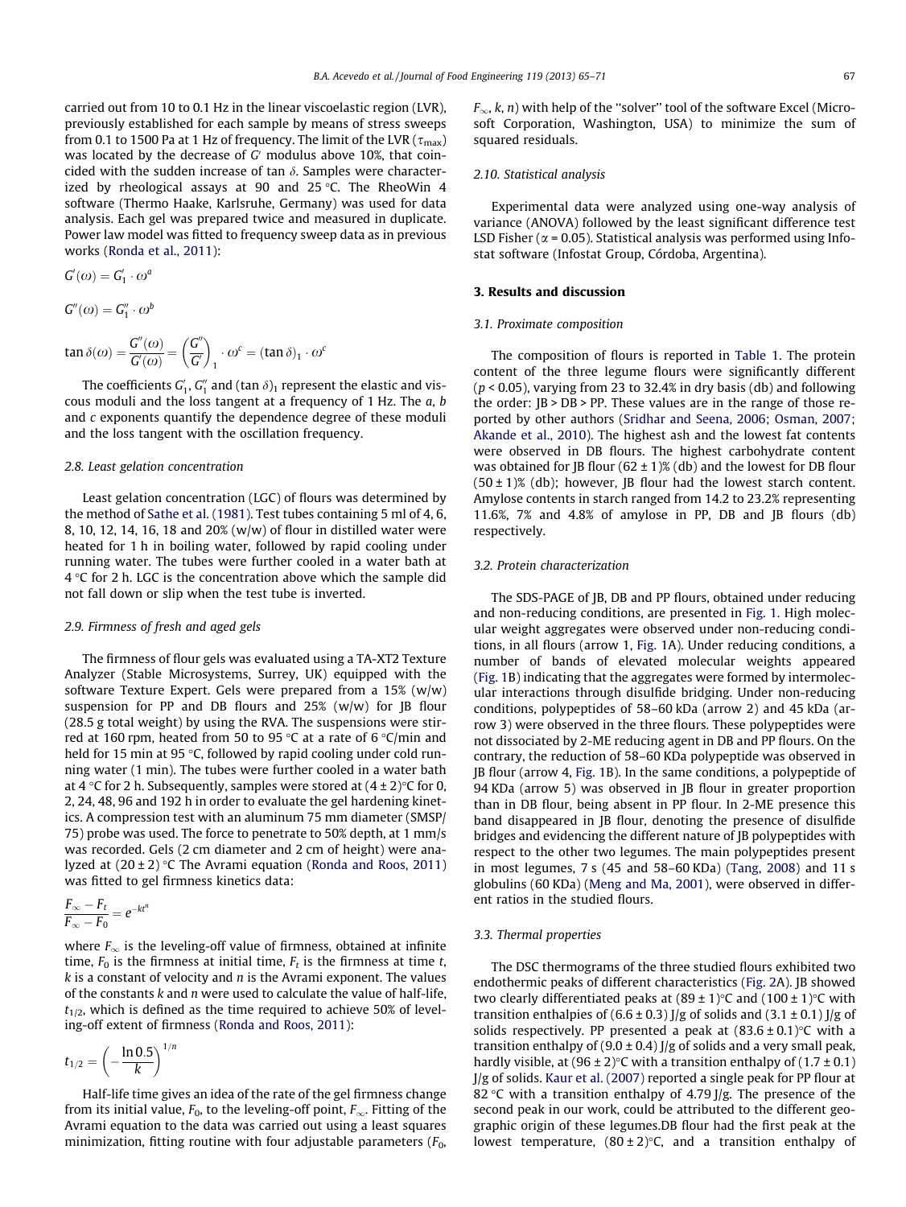carried out from 10 to 0.1 Hz in the linear viscoelastic region (LVR), previously established for each sample by means of stress sweeps from 0.1 to 1500 Pa at 1 Hz of frequency. The limit of the LVR ($\tau_{max}$) was located by the decrease of $G'$ modulus above 10%, that coincided with the sudden increase of tan $\delta$. Samples were characterized by rheological assays at 90 and 25 °C. The RheoWin 4 software (Thermo Haake, Karlsruhe, Germany) was used for data analysis. Each gel was prepared twice and measured in duplicate. Power law model was fitted to frequency sweep data as in previous works (Ronda et al., 2011):

$$G'(\omega) = G'_1 \cdot \omega^a$$

$$G''(\omega) = G''_1 \cdot \omega^b$$

$$\tan\delta(\omega) = \frac{G''(\omega)}{G'(\omega)} = \left(\frac{G''}{G'}\right)_1 \cdot \omega^c = (\tan\delta)_1 \cdot \omega^c$$

The coefficients $G'_1$, $G''_1$ and $(\tan\delta)_1$ represent the elastic and viscous moduli and the loss tangent at a frequency of 1 Hz. The $a$, $b$ and $c$ exponents quantify the dependence degree of these moduli and the loss tangent with the oscillation frequency.

### 2.8. Least gelation concentration

Least gelation concentration (LGC) of flours was determined by the method of Sathe et al. (1981). Test tubes containing 5 ml of 4, 6, 8, 10, 12, 14, 16, 18 and 20% (w/w) of flour in distilled water were heated for 1 h in boiling water, followed by rapid cooling under running water. The tubes were further cooled in a water bath at 4 °C for 2 h. LGC is the concentration above which the sample did not fall down or slip when the test tube is inverted.

### 2.9. Firmness of fresh and aged gels

The firmness of flour gels was evaluated using a TA-XT2 Texture Analyzer (Stable Microsystems, Surrey, UK) equipped with the software Texture Expert. Gels were prepared from a 15% (w/w) suspension for PP and DB flours and 25% (w/w) for JB flour (28.5 g total weight) by using the RVA. The suspensions were stirred at 160 rpm, heated from 50 to 95 °C at a rate of 6 °C/min and held for 15 min at 95 °C, followed by rapid cooling under cold running water (1 min). The tubes were further cooled in a water bath at 4 °C for 2 h. Subsequently, samples were stored at (4 ± 2)°C for 0, 2, 24, 48, 96 and 192 h in order to evaluate the gel hardening kinetics. A compression test with an aluminum 75 mm diameter (SMSP/75) probe was used. The force to penetrate to 50% depth, at 1 mm/s was recorded. Gels (2 cm diameter and 2 cm of height) were analyzed at (20 ± 2) °C The Avrami equation (Ronda and Roos, 2011) was fitted to gel firmness kinetics data:

$$\frac{F_\infty - F_t}{F_\infty - F_0} = e^{-kt^n}$$

where $F_\infty$ is the leveling-off value of firmness, obtained at infinite time, $F_0$ is the firmness at initial time, $F_t$ is the firmness at time $t$, $k$ is a constant of velocity and $n$ is the Avrami exponent. The values of the constants $k$ and $n$ were used to calculate the value of half-life, $t_{1/2}$, which is defined as the time required to achieve 50% of leveling-off extent of firmness (Ronda and Roos, 2011):

$$t_{1/2} = \left(-\frac{\ln 0.5}{k}\right)^{1/n}$$

Half-life time gives an idea of the rate of the gel firmness change from its initial value, $F_0$, to the leveling-off point, $F_\infty$. Fitting of the Avrami equation to the data was carried out using a least squares minimization, fitting routine with four adjustable parameters ($F_0$, $F_\infty$, $k$, $n$) with help of the "solver" tool of the software Excel (Microsoft Corporation, Washington, USA) to minimize the sum of squared residuals.

### 2.10. Statistical analysis

Experimental data were analyzed using one-way analysis of variance (ANOVA) followed by the least significant difference test LSD Fisher ($\alpha$ = 0.05). Statistical analysis was performed using Infostat software (Infostat Group, Córdoba, Argentina).

## 3. Results and discussion

### 3.1. Proximate composition

The composition of flours is reported in Table 1. The protein content of the three legume flours were significantly different ($p < 0.05$), varying from 23 to 32.4% in dry basis (db) and following the order: JB > DB > PP. These values are in the range of those reported by other authors (Sridhar and Seena, 2006; Osman, 2007; Akande et al., 2010). The highest ash and the lowest fat contents were observed in DB flours. The highest carbohydrate content was obtained for JB flour (62 ± 1)% (db) and the lowest for DB flour (50 ± 1)% (db); however, JB flour had the lowest starch content. Amylose contents in starch ranged from 14.2 to 23.2% representing 11.6%, 7% and 4.8% of amylose in PP, DB and JB flours (db) respectively.

### 3.2. Protein characterization

The SDS-PAGE of JB, DB and PP flours, obtained under reducing and non-reducing conditions, are presented in Fig. 1. High molecular weight aggregates were observed under non-reducing conditions, in all flours (arrow 1, Fig. 1A). Under reducing conditions, a number of bands of elevated molecular weights appeared (Fig. 1B) indicating that the aggregates were formed by intermolecular interactions through disulfide bridging. Under non-reducing conditions, polypeptides of 58–60 kDa (arrow 2) and 45 kDa (arrow 3) were observed in the three flours. These polypeptides were not dissociated by 2-ME reducing agent in DB and PP flours. On the contrary, the reduction of 58–60 KDa polypeptide was observed in JB flour (arrow 4, Fig. 1B). In the same conditions, a polypeptide of 94 KDa (arrow 5) was observed in JB flour in greater proportion than in DB flour, being absent in PP flour. In 2-ME presence this band disappeared in JB flour, denoting the presence of disulfide bridges and evidencing the different nature of JB polypeptides with respect to the other two legumes. The main polypeptides present in most legumes, 7 s (45 and 58–60 KDa) (Tang, 2008) and 11 s globulins (60 KDa) (Meng and Ma, 2001), were observed in different ratios in the studied flours.

### 3.3. Thermal properties

The DSC thermograms of the three studied flours exhibited two endothermic peaks of different characteristics (Fig. 2A). JB showed two clearly differentiated peaks at (89 ± 1)°C and (100 ± 1)°C with transition enthalpies of (6.6 ± 0.3) J/g of solids and (3.1 ± 0.1) J/g of solids respectively. PP presented a peak at (83.6 ± 0.1)°C with a transition enthalpy of (9.0 ± 0.4) J/g of solids and a very small peak, hardly visible, at (96 ± 2)°C with a transition enthalpy of (1.7 ± 0.1) J/g of solids. Kaur et al. (2007) reported a single peak for PP flour at 82 °C with a transition enthalpy of 4.79 J/g. The presence of the second peak in our work, could be attributed to the different geographic origin of these legumes.DB flour had the first peak at the lowest temperature, (80 ± 2)°C, and a transition enthalpy of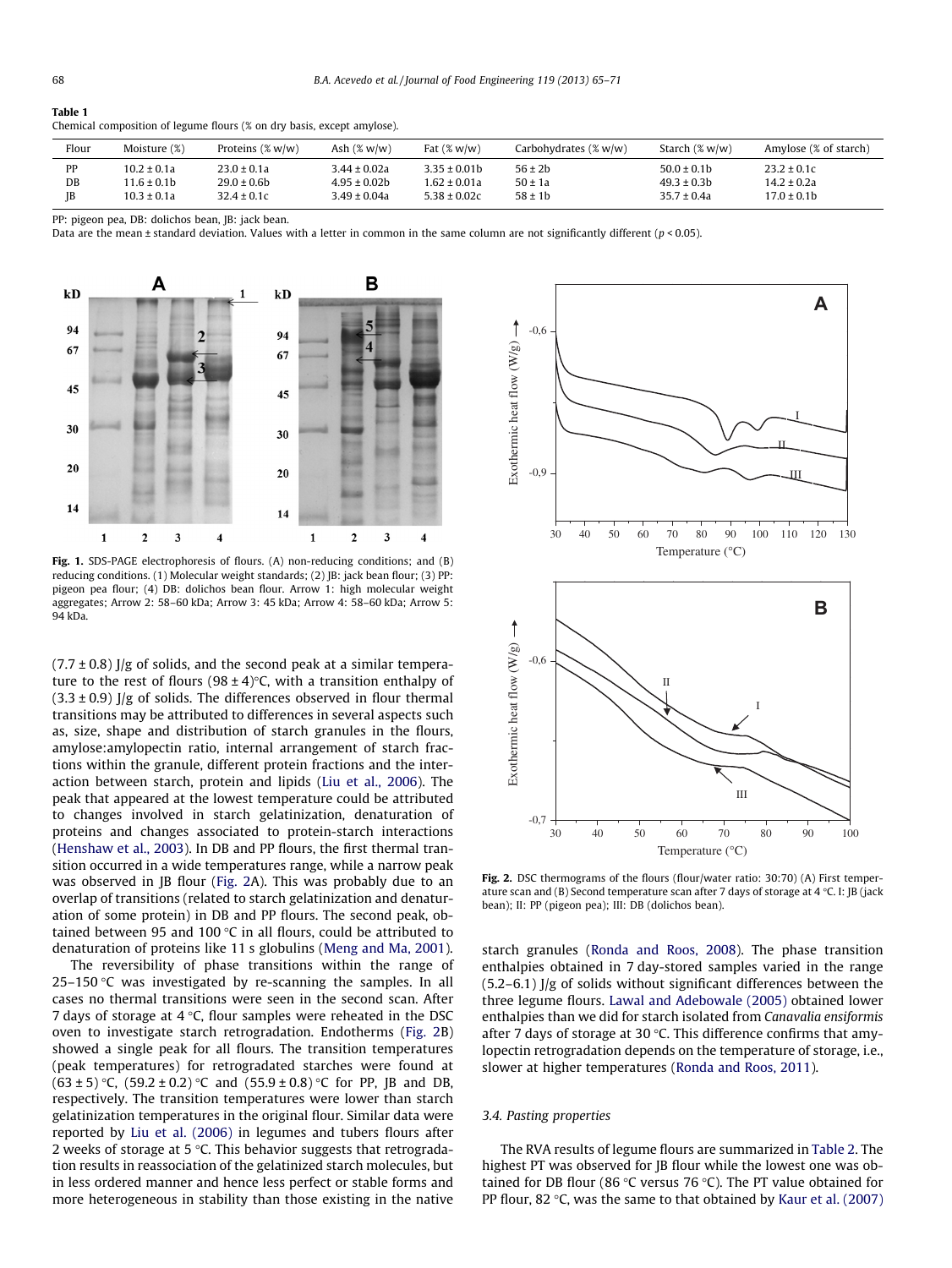**Table 1**
Chemical composition of legume flours (% on dry basis, except amylose).

| Flour | Moisture (%) | Proteins (% w/w) | Ash (% w/w) | Fat (% w/w) | Carbohydrates (% w/w) | Starch (% w/w) | Amylose (% of starch) |
|---|---|---|---|---|---|---|---|
| PP | 10.2 ± 0.1a | 23.0 ± 0.1a | 3.44 ± 0.02a | 3.35 ± 0.01b | 56 ± 2b | 50.0 ± 0.1b | 23.2 ± 0.1c |
| DB | 11.6 ± 0.1b | 29.0 ± 0.6b | 4.95 ± 0.02b | 1.62 ± 0.01a | 50 ± 1a | 49.3 ± 0.3b | 14.2 ± 0.2a |
| JB | 10.3 ± 0.1a | 32.4 ± 0.1c | 3.49 ± 0.04a | 5.38 ± 0.02c | 58 ± 1b | 35.7 ± 0.4a | 17.0 ± 0.1b |

PP: pigeon pea, DB: dolichos bean, JB: jack bean.
Data are the mean ± standard deviation. Values with a letter in common in the same column are not significantly different ($p < 0.05$).

**Fig. 1.** SDS-PAGE electrophoresis of flours. (A) non-reducing conditions; and (B) reducing conditions. (1) Molecular weight standards; (2) JB: jack bean flour; (3) PP: pigeon pea flour; (4) DB: dolichos bean flour. Arrow 1: high molecular weight aggregates; Arrow 2: 58–60 kDa; Arrow 3: 45 kDa; Arrow 4: 58–60 kDa; Arrow 5: 94 kDa.

(7.7 ± 0.8) J/g of solids, and the second peak at a similar temperature to the rest of flours (98 ± 4)°C, with a transition enthalpy of (3.3 ± 0.9) J/g of solids. The differences observed in flour thermal transitions may be attributed to differences in several aspects such as, size, shape and distribution of starch granules in the flours, amylose:amylopectin ratio, internal arrangement of starch fractions within the granule, different protein fractions and the interaction between starch, protein and lipids (Liu et al., 2006). The peak that appeared at the lowest temperature could be attributed to changes involved in starch gelatinization, denaturation of proteins and changes associated to protein-starch interactions (Henshaw et al., 2003). In DB and PP flours, the first thermal transition occurred in a wide temperatures range, while a narrow peak was observed in JB flour (Fig. 2A). This was probably due to an overlap of transitions (related to starch gelatinization and denaturation of some protein) in DB and PP flours. The second peak, obtained between 95 and 100 °C in all flours, could be attributed to denaturation of proteins like 11 s globulins (Meng and Ma, 2001).

The reversibility of phase transitions within the range of 25–150 °C was investigated by re-scanning the samples. In all cases no thermal transitions were seen in the second scan. After 7 days of storage at 4 °C, flour samples were reheated in the DSC oven to investigate starch retrogradation. Endotherms (Fig. 2B) showed a single peak for all flours. The transition temperatures (peak temperatures) for retrogradated starches were found at (63 ± 5) °C, (59.2 ± 0.2) °C and (55.9 ± 0.8) °C for PP, JB and DB, respectively. The transition temperatures were lower than starch gelatinization temperatures in the original flour. Similar data were reported by Liu et al. (2006) in legumes and tubers flours after 2 weeks of storage at 5 °C. This behavior suggests that retrogradation results in reassociation of the gelatinized starch molecules, but in less ordered manner and hence less perfect or stable forms and more heterogeneous in stability than those existing in the native starch granules (Ronda and Roos, 2008). The phase transition enthalpies obtained in 7 day-stored samples varied in the range (5.2–6.1) J/g of solids without significant differences between the three legume flours. Lawal and Adebowale (2005) obtained lower enthalpies than we did for starch isolated from *Canavalia ensiformis* after 7 days of storage at 30 °C. This difference confirms that amylopectin retrogradation depends on the temperature of storage, i.e., slower at higher temperatures (Ronda and Roos, 2011).

**Fig. 2.** DSC thermograms of the flours (flour/water ratio: 30:70) (A) First temperature scan and (B) Second temperature scan after 7 days of storage at 4 °C. I: JB (jack bean); II: PP (pigeon pea); III: DB (dolichos bean).

### 3.4. Pasting properties

The RVA results of legume flours are summarized in Table 2. The highest PT was observed for JB flour while the lowest one was obtained for DB flour (86 °C versus 76 °C). The PT value obtained for PP flour, 82 °C, was the same to that obtained by Kaur et al. (2007)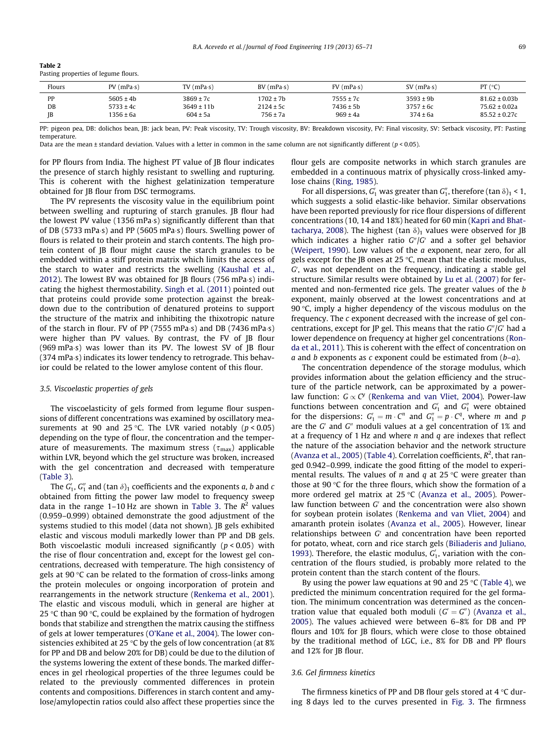**Table 2**
Pasting properties of legume flours.

| Flours | PV (mPa·s) | TV (mPa·s) | BV (mPa·s) | FV (mPa·s) | SV (mPa·s) | PT (°C) |
|---|---|---|---|---|---|---|
| PP | 5605 ± 4b | 3869 ± 7c | 1702 ± 7b | 7555 ± 7c | 3593 ± 9b | 81.62 ± 0.03b |
| DB | 5733 ± 4c | 3649 ± 11b | 2124 ± 5c | 7436 ± 5b | 3757 ± 6c | 75.62 ± 0.02a |
| JB | 1356 ± 6a | 604 ± 5a | 756 ± 7a | 969 ± 4a | 374 ± 6a | 85.52 ± 0.27c |

PP: pigeon pea, DB: dolichos bean, JB: jack bean, PV: Peak viscosity, TV: Trough viscosity, BV: Breakdown viscosity, FV: Final viscosity, SV: Setback viscosity, PT: Pasting temperature.
Data are the mean ± standard deviation. Values with a letter in common in the same column are not significantly different ($p < 0.05$).

for PP flours from India. The highest PT value of JB flour indicates the presence of starch highly resistant to swelling and rupturing. This is coherent with the highest gelatinization temperature obtained for JB flour from DSC termograms.

The PV represents the viscosity value in the equilibrium point between swelling and rupturing of starch granules. JB flour had the lowest PV value (1356 mPa·s) significantly different than that of DB (5733 mPa·s) and PP (5605 mPa·s) flours. Swelling power of flours is related to their protein and starch contents. The high protein content of JB flour might cause the starch granules to be embedded within a stiff protein matrix which limits the access of the starch to water and restricts the swelling (Kaushal et al., 2012). The lowest BV was obtained for JB flours (756 mPa·s) indicating the highest thermostability. Singh et al. (2011) pointed out that proteins could provide some protection against the breakdown due to the contribution of denatured proteins to support the structure of the matrix and inhibiting the thixotropic nature of the starch in flour. FV of PP (7555 mPa·s) and DB (7436 mPa·s) were higher than PV values. By contrast, the FV of JB flour (969 mPa·s) was lower than its PV. The lowest SV of JB flour (374 mPa·s) indicates its lower tendency to retrograde. This behavior could be related to the lower amylose content of this flour.

### 3.5. Viscoelastic properties of gels

The viscoelasticity of gels formed from legume flour suspensions of different concentrations was examined by oscillatory measurements at 90 and 25 °C. The LVR varied notably ($p < 0.05$) depending on the type of flour, the concentration and the temperature of measurements. The maximum stress ($\tau_{max}$) applicable within LVR, beyond which the gel structure was broken, increased with the gel concentration and decreased with temperature (Table 3).

The $G'_1$, $G''_1$ and $(\tan\delta)_1$ coefficients and the exponents *a*, *b* and *c* obtained from fitting the power law model to frequency sweep data in the range 1–10 Hz are shown in Table 3. The $R^2$ values (0.959–0.999) obtained demonstrate the good adjustment of the systems studied to this model (data not shown). JB gels exhibited elastic and viscous moduli markedly lower than PP and DB gels. Both viscoelastic moduli increased significantly ($p < 0.05$) with the rise of flour concentration and, except for the lowest gel concentrations, decreased with temperature. The high consistency of gels at 90 °C can be related to the formation of cross-links among the protein molecules or ongoing incorporation of protein and rearrangements in the network structure (Renkema et al., 2001). The elastic and viscous moduli, which in general are higher at 25 °C than 90 °C, could be explained by the formation of hydrogen bonds that stabilize and strengthen the matrix causing the stiffness of gels at lower temperatures (O'Kane et al., 2004). The lower consistencies exhibited at 25 °C by the gels of low concentration (at 8% for PP and DB and below 20% for DB) could be due to the dilution of the systems lowering the extent of these bonds. The marked differences in gel rheological properties of the three legumes could be related to the previously commented differences in protein contents and compositions. Differences in starch content and amylose/amylopectin ratios could also affect these properties since the flour gels are composite networks in which starch granules are embedded in a continuous matrix of physically cross-linked amylose chains (Ring, 1985).

For all dispersions, $G'_1$ was greater than $G''_1$, therefore $(\tan\delta)_1 < 1$, which suggests a solid elastic-like behavior. Similar observations have been reported previously for rice flour dispersions of different concentrations (10, 14 and 18%) heated for 60 min (Kapri and Bhattacharya, 2008). The highest $(\tan\delta)_1$ values were observed for JB which indicates a higher ratio $G''/G'$ and a softer gel behavior (Weipert, 1990). Low values of the *a* exponent, near zero, for all gels except for the JB ones at 25 °C, mean that the elastic modulus, $G'$, was not dependent on the frequency, indicating a stable gel structure. Similar results were obtained by Lu et al. (2007) for fermented and non-fermented rice gels. The greater values of the *b* exponent, mainly observed at the lowest concentrations and at 90 °C, imply a higher dependency of the viscous modulus on the frequency. The *c* exponent decreased with the increase of gel concentrations, except for JP gel. This means that the ratio $G''/G'$ had a lower dependence on frequency at higher gel concentrations (Ronda et al., 2011). This is coherent with the effect of concentration on *a* and *b* exponents as *c* exponent could be estimated from (*b*–*a*).

The concentration dependence of the storage modulus, which provides information about the gelation efficiency and the structure of the particle network, can be approximated by a power-law function: $G \propto C^y$ (Renkema and van Vliet, 2004). Power-law functions between concentration and $G'_1$ and $G''_1$ were obtained for the dispersions: $G'_1 = m \cdot C^n$ and $G''_1 = p \cdot C^q$, where *m* and *p* are the $G'$ and $G''$ moduli values at a gel concentration of 1% and at a frequency of 1 Hz and where *n* and *q* are indexes that reflect the nature of the association behavior and the network structure (Avanza et al., 2005) (Table 4). Correlation coefficients, $R^2$, that ranged 0.942–0.999, indicate the good fitting of the model to experimental results. The values of *n* and *q* at 25 °C were greater than those at 90 °C for the three flours, which show the formation of a more ordered gel matrix at 25 °C (Avanza et al., 2005). Power-law function between $G'$ and the concentration were also shown for soybean protein isolates (Renkema and van Vliet, 2004) and amaranth protein isolates (Avanza et al., 2005). However, linear relationships between $G'$ and concentration have been reported for potato, wheat, corn and rice starch gels (Biliaderis and Juliano, 1993). Therefore, the elastic modulus, $G'_1$, variation with the concentration of the flours studied, is probably more related to the protein content than the starch content of the flours.

By using the power law equations at 90 and 25 °C (Table 4), we predicted the minimum concentration required for the gel formation. The minimum concentration was determined as the concentration value that equaled both moduli ($G' = G''$) (Avanza et al., 2005). The values achieved were between 6–8% for DB and PP flours and 10% for JB flours, which were close to those obtained by the traditional method of LGC, i.e., 8% for DB and PP flours and 12% for JB flour.

### 3.6. Gel firmness kinetics

The firmness kinetics of PP and DB flour gels stored at 4 °C during 8 days led to the curves presented in Fig. 3. The firmness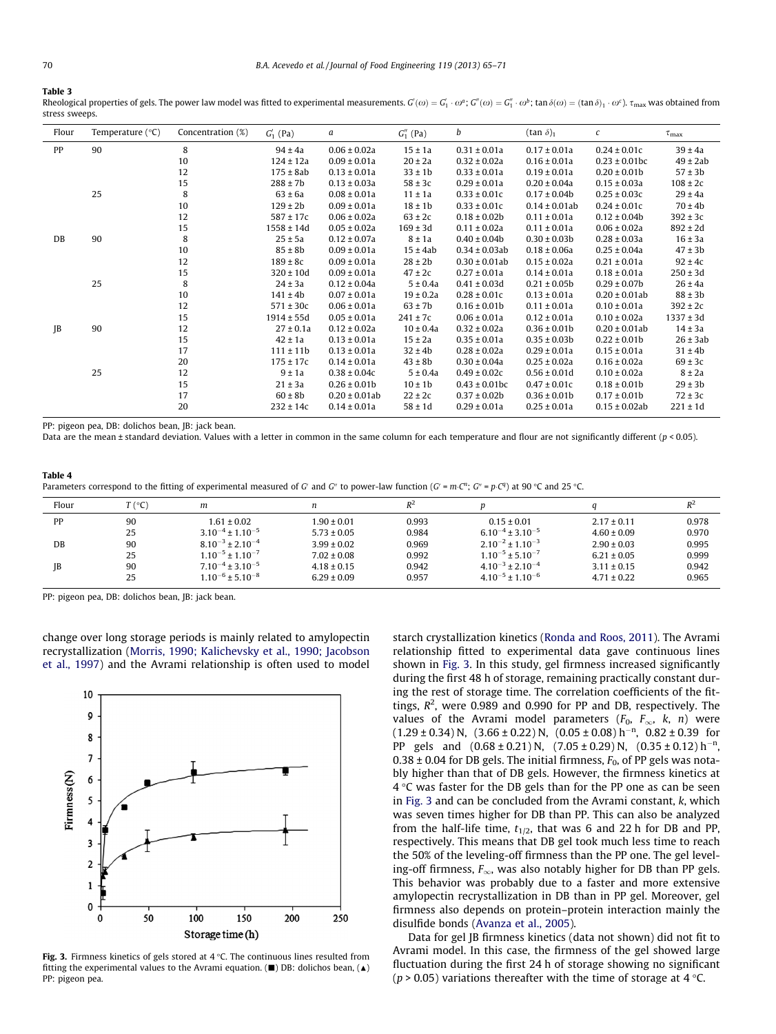**Table 3**
Rheological properties of gels. The power law model was fitted to experimental measurements. $G'(\omega) = G'_1 \cdot \omega^a$; $G''(\omega) = G''_1 \cdot \omega^b$; $\tan\delta(\omega) = (\tan\delta)_1 \cdot \omega^c$). $\tau_{max}$ was obtained from stress sweeps.

| Flour | Temperature (°C) | Concentration (%) | $G'_1$ (Pa) | $a$ | $G''_1$ (Pa) | $b$ | $(\tan\delta)_1$ | $c$ | $\tau_{max}$ |
|---|---|---|---|---|---|---|---|---|---|
| PP | 90 | 8 | 94 ± 4a | 0.06 ± 0.02a | 15 ± 1a | 0.31 ± 0.01a | 0.17 ± 0.01a | 0.24 ± 0.01c | 39 ± 4a |
| | | 10 | 124 ± 12a | 0.09 ± 0.01a | 20 ± 2a | 0.32 ± 0.02a | 0.16 ± 0.01a | 0.23 ± 0.01bc | 49 ± 2ab |
| | | 12 | 175 ± 8ab | 0.13 ± 0.01a | 33 ± 1b | 0.33 ± 0.01a | 0.19 ± 0.01a | 0.20 ± 0.01b | 57 ± 3b |
| | | 15 | 288 ± 7b | 0.13 ± 0.03a | 58 ± 3c | 0.29 ± 0.01a | 0.20 ± 0.04a | 0.15 ± 0.03a | 108 ± 2c |
| | 25 | 8 | 63 ± 6a | 0.08 ± 0.01a | 11 ± 1a | 0.33 ± 0.01c | 0.17 ± 0.04b | 0.25 ± 0.03c | 29 ± 4a |
| | | 10 | 129 ± 2b | 0.09 ± 0.01a | 18 ± 1b | 0.33 ± 0.01c | 0.14 ± 0.01ab | 0.24 ± 0.01c | 70 ± 4b |
| | | 12 | 587 ± 17c | 0.06 ± 0.02a | 63 ± 2c | 0.18 ± 0.02b | 0.11 ± 0.01a | 0.12 ± 0.04b | 392 ± 3c |
| | | 15 | 1558 ± 14d | 0.05 ± 0.02a | 169 ± 3d | 0.11 ± 0.02a | 0.11 ± 0.01a | 0.06 ± 0.02a | 892 ± 2d |
| DB | 90 | 8 | 25 ± 5a | 0.12 ± 0.07a | 8 ± 1a | 0.40 ± 0.04b | 0.30 ± 0.03b | 0.28 ± 0.03a | 16 ± 3a |
| | | 10 | 85 ± 8b | 0.09 ± 0.01a | 15 ± 4ab | 0.34 ± 0.03ab | 0.18 ± 0.06a | 0.25 ± 0.04a | 47 ± 3b |
| | | 12 | 189 ± 8c | 0.09 ± 0.01a | 28 ± 2b | 0.30 ± 0.01ab | 0.15 ± 0.02a | 0.21 ± 0.01a | 92 ± 4c |
| | | 15 | 320 ± 10d | 0.09 ± 0.01a | 47 ± 2c | 0.27 ± 0.01a | 0.14 ± 0.01a | 0.18 ± 0.01a | 250 ± 3d |
| | 25 | 8 | 24 ± 3a | 0.12 ± 0.04a | 5 ± 0.4a | 0.41 ± 0.03d | 0.21 ± 0.05b | 0.29 ± 0.07b | 26 ± 4a |
| | | 10 | 141 ± 4b | 0.07 ± 0.01a | 19 ± 0.2a | 0.28 ± 0.01c | 0.13 ± 0.01a | 0.20 ± 0.01ab | 88 ± 3b |
| | | 12 | 571 ± 30c | 0.06 ± 0.01a | 63 ± 7b | 0.16 ± 0.01b | 0.11 ± 0.01a | 0.10 ± 0.01a | 392 ± 2c |
| | | 15 | 1914 ± 55d | 0.05 ± 0.01a | 241 ± 7c | 0.06 ± 0.01a | 0.12 ± 0.01a | 0.10 ± 0.02a | 1337 ± 3d |
| JB | 90 | 12 | 27 ± 0.1a | 0.12 ± 0.02a | 10 ± 0.4a | 0.32 ± 0.02a | 0.36 ± 0.01b | 0.20 ± 0.01ab | 14 ± 3a |
| | | 15 | 42 ± 1a | 0.13 ± 0.01a | 15 ± 2a | 0.35 ± 0.01a | 0.35 ± 0.03b | 0.22 ± 0.01b | 26 ± 3ab |
| | | 17 | 111 ± 11b | 0.13 ± 0.01a | 32 ± 4b | 0.28 ± 0.02a | 0.29 ± 0.01a | 0.15 ± 0.01a | 31 ± 4b |
| | | 20 | 175 ± 17c | 0.14 ± 0.01a | 43 ± 8b | 0.30 ± 0.04a | 0.25 ± 0.02a | 0.16 ± 0.02a | 69 ± 3c |
| | 25 | 12 | 9 ± 1a | 0.38 ± 0.04c | 5 ± 0.4a | 0.49 ± 0.02c | 0.56 ± 0.01d | 0.10 ± 0.02a | 8 ± 2a |
| | | 15 | 21 ± 3a | 0.26 ± 0.01b | 10 ± 1b | 0.43 ± 0.01bc | 0.47 ± 0.01c | 0.18 ± 0.01b | 29 ± 3b |
| | | 17 | 60 ± 8b | 0.20 ± 0.01ab | 22 ± 2c | 0.37 ± 0.02b | 0.36 ± 0.01b | 0.17 ± 0.01b | 72 ± 3c |
| | | 20 | 232 ± 14c | 0.14 ± 0.01a | 58 ± 1d | 0.29 ± 0.01a | 0.25 ± 0.01a | 0.15 ± 0.02ab | 221 ± 1d |

PP: pigeon pea, DB: dolichos bean, JB: jack bean.
Data are the mean ± standard deviation. Values with a letter in common in the same column for each temperature and flour are not significantly different ($p < 0.05$).

**Table 4**
Parameters correspond to the fitting of experimental measured of $G'$ and $G''$ to power-law function ($G' = m \cdot C^n$; $G'' = p \cdot C^q$) at 90 °C and 25 °C.

| Flour | $T$ (°C) | $m$ | $n$ | $R^2$ | $p$ | $q$ | $R^2$ |
|---|---|---|---|---|---|---|---|
| PP | 90 | 1.61 ± 0.02 | 1.90 ± 0.01 | 0.993 | 0.15 ± 0.01 | 2.17 ± 0.11 | 0.978 |
| | 25 | $3.10^{-4} \pm 1.10^{-5}$ | 5.73 ± 0.05 | 0.984 | $6.10^{-4} \pm 3.10^{-5}$ | 4.60 ± 0.09 | 0.970 |
| DB | 90 | $8.10^{-3} \pm 2.10^{-4}$ | 3.99 ± 0.02 | 0.969 | $2.10^{-2} \pm 1.10^{-3}$ | 2.90 ± 0.03 | 0.995 |
| | 25 | $1.10^{-5} \pm 1.10^{-7}$ | 7.02 ± 0.08 | 0.992 | $1.10^{-5} \pm 5.10^{-7}$ | 6.21 ± 0.05 | 0.999 |
| JB | 90 | $7.10^{-4} \pm 3.10^{-5}$ | 4.18 ± 0.15 | 0.942 | $4.10^{-3} \pm 2.10^{-4}$ | 3.11 ± 0.15 | 0.942 |
| | 25 | $1.10^{-6} \pm 5.10^{-8}$ | 6.29 ± 0.09 | 0.957 | $4.10^{-5} \pm 1.10^{-6}$ | 4.71 ± 0.22 | 0.965 |

PP: pigeon pea, DB: dolichos bean, JB: jack bean.

change over long storage periods is mainly related to amylopectin recrystallization (Morris, 1990; Kalichevsky et al., 1990; Jacobson et al., 1997) and the Avrami relationship is often used to model starch crystallization kinetics (Ronda and Roos, 2011). The Avrami relationship fitted to experimental data gave continuous lines shown in Fig. 3. In this study, gel firmness increased significantly during the first 48 h of storage, remaining practically constant during the rest of storage time. The correlation coefficients of the fittings, $R^2$, were 0.989 and 0.990 for PP and DB, respectively. The values of the Avrami model parameters ($F_0$, $F_\infty$, $k$, $n$) were (1.29 ± 0.34) N, (3.66 ± 0.22) N, (0.05 ± 0.08) $h^{-n}$, 0.82 ± 0.39 for PP gels and (0.68 ± 0.21) N, (7.05 ± 0.29) N, (0.35 ± 0.12) $h^{-n}$, 0.38 ± 0.04 for DB gels. The initial firmness, $F_0$, of PP gels was notably higher than that of DB gels. However, the firmness kinetics at 4 °C was faster for the DB gels than for the PP one as can be seen in Fig. 3 and can be concluded from the Avrami constant, $k$, which was seven times higher for DB than PP. This can also be analyzed from the half-life time, $t_{1/2}$, that was 6 and 22 h for DB and PP, respectively. This means that DB gel took much less time to reach the 50% of the leveling-off firmness than the PP one. The gel leveling-off firmness, $F_\infty$, was also notably higher for DB than PP gels. This behavior was probably due to a faster and more extensive amylopectin recrystallization in DB than in PP gel. Moreover, gel firmness also depends on protein–protein interaction mainly the disulfide bonds (Avanza et al., 2005).

Fig. 3. Firmness kinetics of gels stored at 4 °C. The continuous lines resulted from fitting the experimental values to the Avrami equation. (■) DB: dolichos bean, (▲) PP: pigeon pea.

Data for gel JB firmness kinetics (data not shown) did not fit to Avrami model. In this case, the firmness of the gel showed large fluctuation during the first 24 h of storage showing no significant ($p > 0.05$) variations thereafter with the time of storage at 4 °C.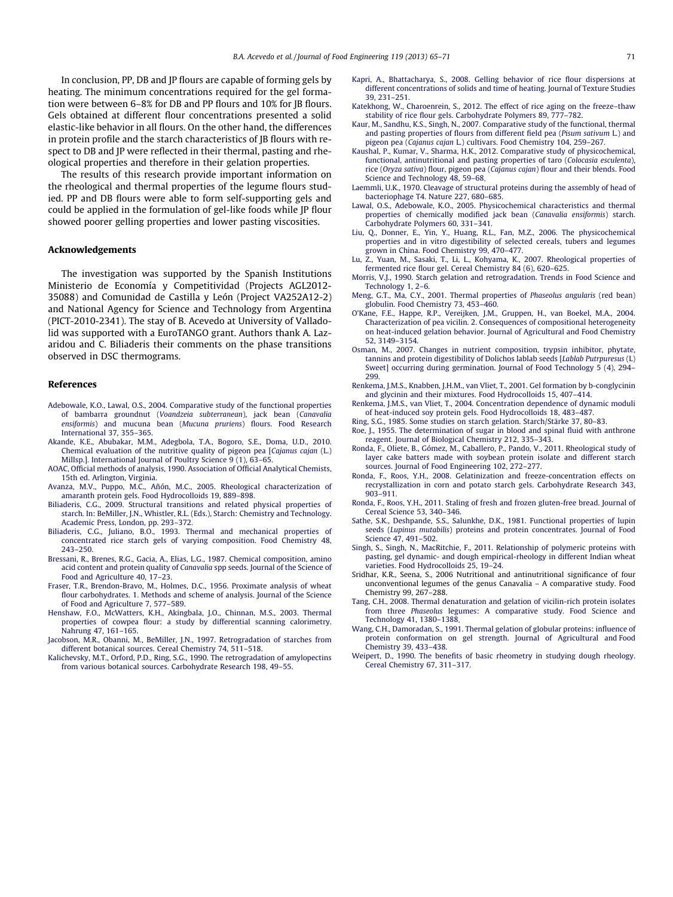In conclusion, PP, DB and JP flours are capable of forming gels by heating. The minimum concentrations required for the gel formation were between 6–8% for DB and PP flours and 10% for JB flours. Gels obtained at different flour concentrations presented a solid elastic-like behavior in all flours. On the other hand, the differences in protein profile and the starch characteristics of JB flours with respect to DB and JP were reflected in their thermal, pasting and rheological properties and therefore in their gelation properties.

The results of this research provide important information on the rheological and thermal properties of the legume flours studied. PP and DB flours were able to form self-supporting gels and could be applied in the formulation of gel-like foods while JP flour showed poorer gelling properties and lower pasting viscosities.

## Acknowledgements

The investigation was supported by the Spanish Institutions Ministerio de Economía y Competitividad (Projects AGL2012-35088) and Comunidad de Castilla y León (Project VA252A12-2) and National Agency for Science and Technology from Argentina (PICT-2010-2341). The stay of B. Acevedo at University of Valladolid was supported with a EuroTANGO grant. Authors thank A. Lazaridou and C. Biliaderis their comments on the phase transitions observed in DSC thermograms.

## References

Adebowale, K.O., Lawal, O.S., 2004. Comparative study of the functional properties of bambarra groundnut (*Voandzeia subterranean*), jack bean (*Canavalia ensiformis*) and mucuna bean (*Mucuna pruriens*) flours. Food Research International 37, 355–365.

Akande, K.E., Abubakar, M.M., Adegbola, T.A., Bogoro, S.E., Doma, U.D., 2010. Chemical evaluation of the nutritive quality of pigeon pea [*Cajanus cajan* (L.) Millsp.]. International Journal of Poultry Science 9 (1), 63–65.

AOAC, Official methods of analysis, 1990. Association of Official Analytical Chemists, 15th ed. Arlington, Virginia.

Avanza, M.V., Puppo, M.C., Añón, M.C., 2005. Rheological characterization of amaranth protein gels. Food Hydrocolloids 19, 889–898.

Biliaderis, C.G., 2009. Structural transitions and related physical properties of starch. In: BeMiller, J.N., Whistler, R.L. (Eds.), Starch: Chemistry and Technology. Academic Press, London, pp. 293–372.

Biliaderis, C.G., Juliano, B.O., 1993. Thermal and mechanical properties of concentrated rice starch gels of varying composition. Food Chemistry 48, 243–250.

Bressani, R., Brenes, R.G., Gacia, A., Elias, L.G., 1987. Chemical composition, amino acid content and protein quality of *Canavalia* spp seeds. Journal of the Science of Food and Agriculture 40, 17–23.

Fraser, T.R., Brendon-Bravo, M., Holmes, D.C., 1956. Proximate analysis of wheat flour carbohydrates. 1. Methods and scheme of analysis. Journal of the Science of Food and Agriculture 7, 577–589.

Henshaw, F.O., McWatters, K.H., Akingbala, J.O., Chinnan, M.S., 2003. Thermal properties of cowpea flour: a study by differential scanning calorimetry. Nahrung 47, 161–165.

Jacobson, M.R., Obanni, M., BeMiller, J.N., 1997. Retrogradation of starches from different botanical sources. Cereal Chemistry 74, 511–518.

Kalichevsky, M.T., Orford, P.D., Ring, S.G., 1990. The retrogradation of amylopectins from various botanical sources. Carbohydrate Research 198, 49–55.

Kapri, A., Bhattacharya, S., 2008. Gelling behavior of rice flour dispersions at different concentrations of solids and time of heating. Journal of Texture Studies 39, 231–251.

Katekhong, W., Charoenrein, S., 2012. The effect of rice aging on the freeze–thaw stability of rice flour gels. Carbohydrate Polymers 89, 777–782.

Kaur, M., Sandhu, K.S., Singh, N., 2007. Comparative study of the functional, thermal and pasting properties of flours from different field pea (*Pisum sativum* L.) and pigeon pea (*Cajanus cajan* L.) cultivars. Food Chemistry 104, 259–267.

Kaushal, P., Kumar, V., Sharma, H.K., 2012. Comparative study of physicochemical, functional, antinutritional and pasting properties of taro (*Colocasia esculenta*), rice (*Oryza sativa*) flour, pigeon pea (*Cajanus cajan*) flour and their blends. Food Science and Technology 48, 59–68.

Laemmli, U.K., 1970. Cleavage of structural proteins during the assembly of head of bacteriophage T4. Nature 227, 680–685.

Lawal, O.S., Adebowale, K.O., 2005. Physicochemical characteristics and thermal properties of chemically modified jack bean (*Canavalia ensiformis*) starch. Carbohydrate Polymers 60, 331–341.

Liu, Q., Donner, E., Yin, Y., Huang, R.L., Fan, M.Z., 2006. The physicochemical properties and in vitro digestibility of selected cereals, tubers and legumes grown in China. Food Chemistry 99, 470–477.

Lu, Z., Yuan, M., Sasaki, T., Li, L., Kohyama, K., 2007. Rheological properties of fermented rice flour gel. Cereal Chemistry 84 (6), 620–625.

Morris, V.J., 1990. Starch gelation and retrogradation. Trends in Food Science and Technology 1, 2–6.

Meng, G.T., Ma, C.Y., 2001. Thermal properties of *Phaseolus angularis* (red bean) globulin. Food Chemistry 73, 453–460.

O'Kane, F.E., Happe, R.P., Vereijken, J.M., Gruppen, H., van Boekel, M.A., 2004. Characterization of pea vicilin. 2. Consequences of compositional heterogeneity on heat-induced gelation behavior. Journal of Agricultural and Food Chemistry 52, 3149–3154.

Osman, M., 2007. Changes in nutrient composition, trypsin inhibitor, phytate, tannins and protein digestibility of Dolichos lablab seeds [*Lablab Putrpuresus* (L) Sweet] occurring during germination. Journal of Food Technology 5 (4), 294–299.

Renkema, J.M.S., Knabben, J.H.M., van Vliet, T., 2001. Gel formation by b-conglycinin and glycinin and their mixtures. Food Hydrocolloids 15, 407–414.

Renkema, J.M.S., van Vliet, T., 2004. Concentration dependence of dynamic moduli of heat-induced soy protein gels. Food Hydrocolloids 18, 483–487.

Ring, S.G., 1985. Some studies on starch gelation. Starch/Stärke 37, 80–83.

Roe, J., 1955. The determination of sugar in blood and spinal fluid with anthrone reagent. Journal of Biological Chemistry 212, 335–343.

Ronda, F., Oliete, B., Gómez, M., Caballero, P., Pando, V., 2011. Rheological study of layer cake batters made with soybean protein isolate and different starch sources. Journal of Food Engineering 102, 272–277.

Ronda, F., Roos, Y.H., 2008. Gelatinization and freeze-concentration effects on recrystallization in corn and potato starch gels. Carbohydrate Research 343, 903–911.

Ronda, F., Roos, Y.H., 2011. Staling of fresh and frozen gluten-free bread. Journal of Cereal Science 53, 340–346.

Sathe, S.K., Deshpande, S.S., Salunkhe, D.K., 1981. Functional properties of lupin seeds (*Lupinus mutabilis*) proteins and protein concentrates. Journal of Food Science 47, 491–502.

Singh, S., Singh, N., MacRitchie, F., 2011. Relationship of polymeric proteins with pasting, gel dynamic- and dough empirical-rheology in different Indian wheat varieties. Food Hydrocolloids 25, 19–24.

Sridhar, K.R., Seena, S., 2006 Nutritional and antinutritional significance of four unconventional legumes of the genus Canavalia – A comparative study. Food Chemistry 99, 267–288.

Tang, C.H., 2008. Thermal denaturation and gelation of vicilin-rich protein isolates from three *Phaseolus* legumes: A comparative study. Food Science and Technology 41, 1380–1388.

Wang, C.H., Damoradan, S., 1991. Thermal gelation of globular proteins: influence of protein conformation on gel strength. Journal of Agricultural and Food Chemistry 39, 433–438.

Weipert, D., 1990. The benefits of basic rheometry in studying dough rheology. Cereal Chemistry 67, 311–317.